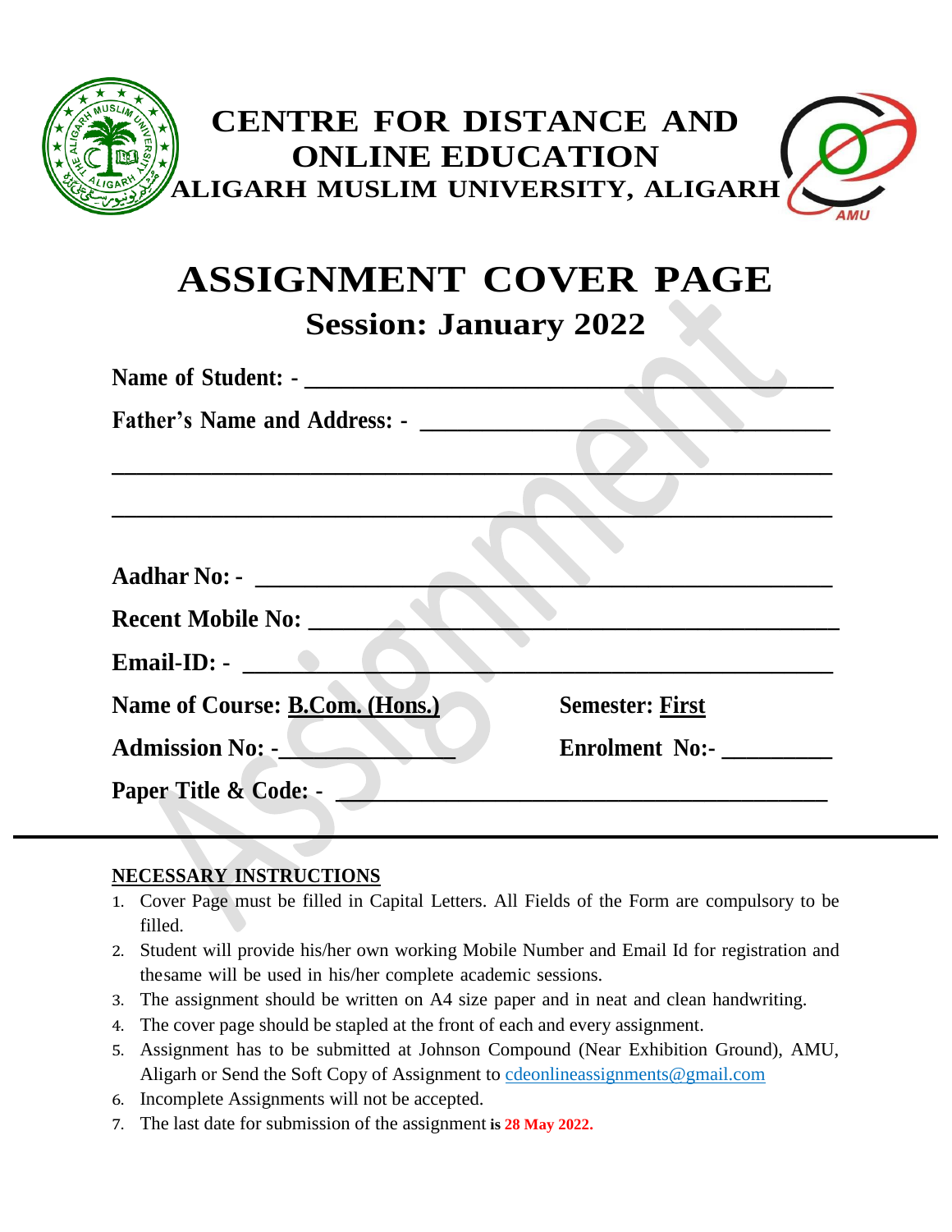# CENTRE FOR DISTANCE AND ONLINE EDUCATION

## ALIGARH MUSLIM UNIVERSITY, ALIGARH

# ASSIGNMENT COVER PAGE

## Session: January 2022

**Name of Student: -** ________________________________________

**Father's Name and Address: -** ______________________________

________________________________________________________

________________________________________________________

**Aadhar No: -** ____________________________________________

**Recent Mobile No:** ________________________________________

**Email-ID: -** _____________________________________________

**Name of Course: B.Com. (Hons.)** **Semester: First**

**Admission No: -** ____________ **Enrolment No:-** _________

**Paper Title & Code: -** ____________________________________

---

**NECESSARY INSTRUCTIONS**

1. Cover Page must be filled in Capital Letters. All Fields of the Form are compulsory to be filled.
2. Student will provide his/her own working Mobile Number and Email Id for registration and thesame will be used in his/her complete academic sessions.
3. The assignment should be written on A4 size paper and in neat and clean handwriting.
4. The cover page should be stapled at the front of each and every assignment.
5. Assignment has to be submitted at Johnson Compound (Near Exhibition Ground), AMU, Aligarh or Send the Soft Copy of Assignment to cdeonlineassignments@gmail.com
6. Incomplete Assignments will not be accepted.
7. The last date for submission of the assignment is **28 May 2022.**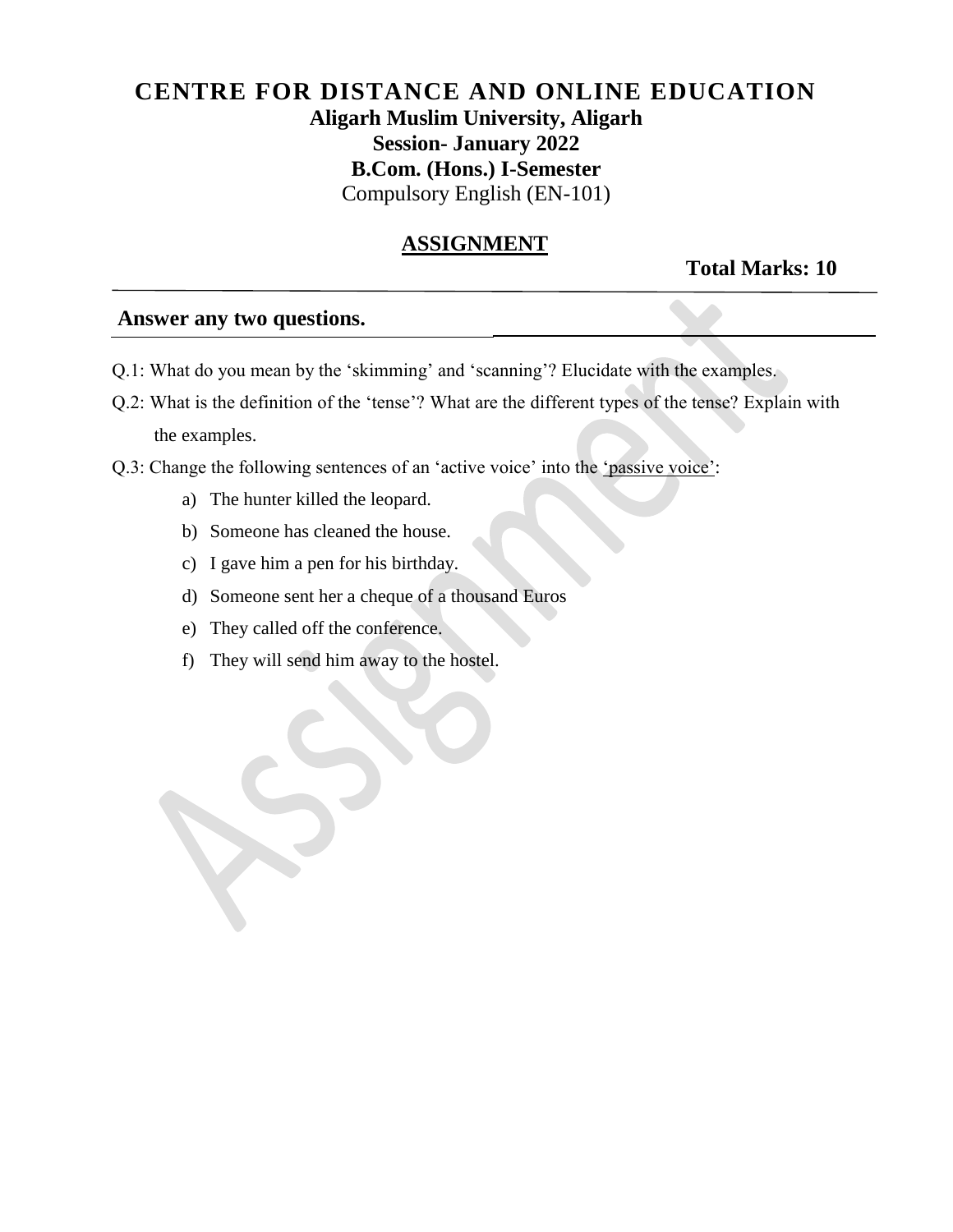# CENTRE FOR DISTANCE AND ONLINE EDUCATION

## Aligarh Muslim University, Aligarh

## Session- January 2022

## B.Com. (Hons.) I-Semester

Compulsory English (EN-101)

## ASSIGNMENT

**Total Marks: 10**

**Answer any two questions.**

Q.1: What do you mean by the 'skimming' and 'scanning'? Elucidate with the examples.

Q.2: What is the definition of the 'tense'? What are the different types of the tense? Explain with the examples.

Q.3: Change the following sentences of an 'active voice' into the 'passive voice':

a) The hunter killed the leopard.
b) Someone has cleaned the house.
c) I gave him a pen for his birthday.
d) Someone sent her a cheque of a thousand Euros
e) They called off the conference.
f) They will send him away to the hostel.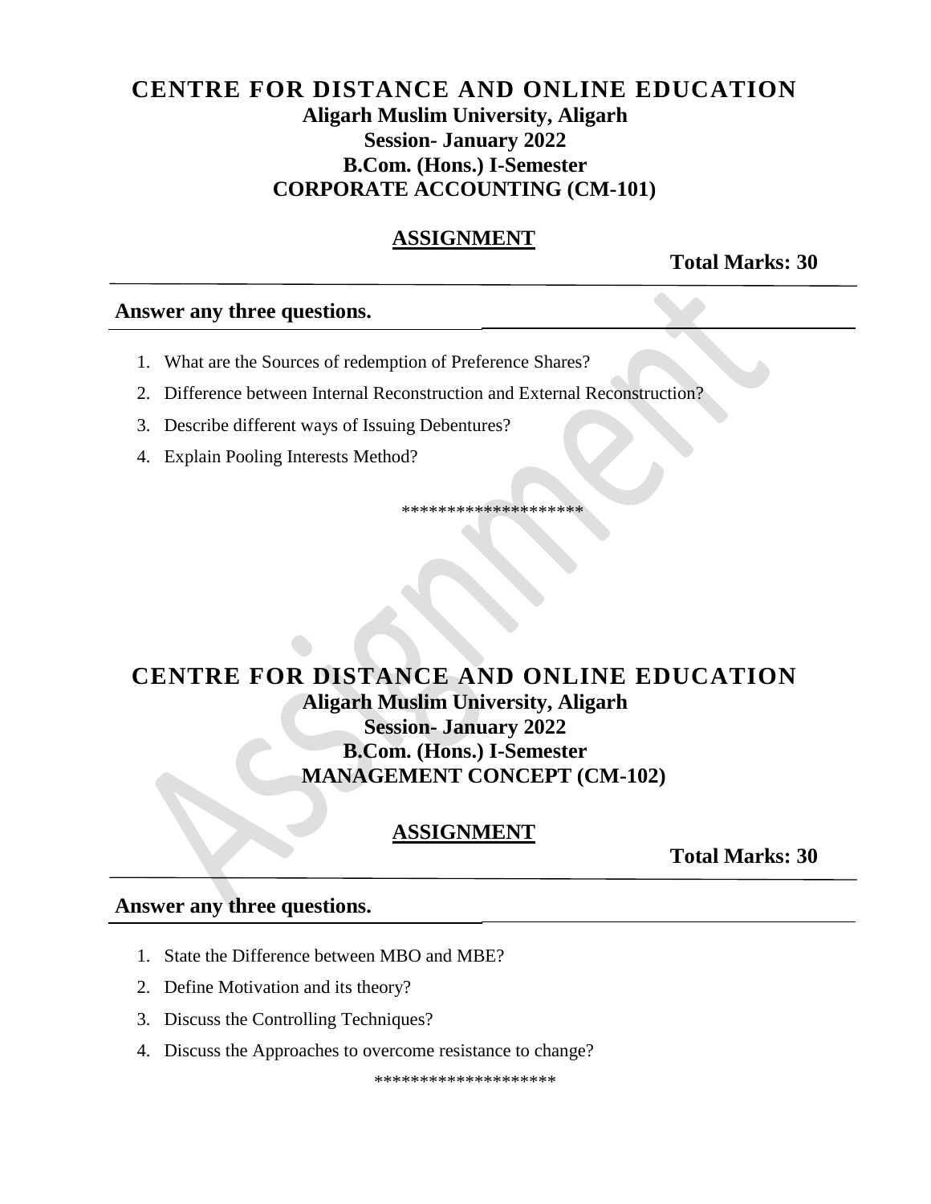# CENTRE FOR DISTANCE AND ONLINE EDUCATION

## Aligarh Muslim University, Aligarh

## Session- January 2022

## B.Com. (Hons.) I-Semester

## CORPORATE ACCOUNTING (CM-101)

### ASSIGNMENT

**Total Marks: 30**

**Answer any three questions.**

1. What are the Sources of redemption of Preference Shares?
2. Difference between Internal Reconstruction and External Reconstruction?
3. Describe different ways of Issuing Debentures?
4. Explain Pooling Interests Method?

********************

# CENTRE FOR DISTANCE AND ONLINE EDUCATION

## Aligarh Muslim University, Aligarh

## Session- January 2022

## B.Com. (Hons.) I-Semester

## MANAGEMENT CONCEPT (CM-102)

### ASSIGNMENT

**Total Marks: 30**

**Answer any three questions.**

1. State the Difference between MBO and MBE?
2. Define Motivation and its theory?
3. Discuss the Controlling Techniques?
4. Discuss the Approaches to overcome resistance to change?

********************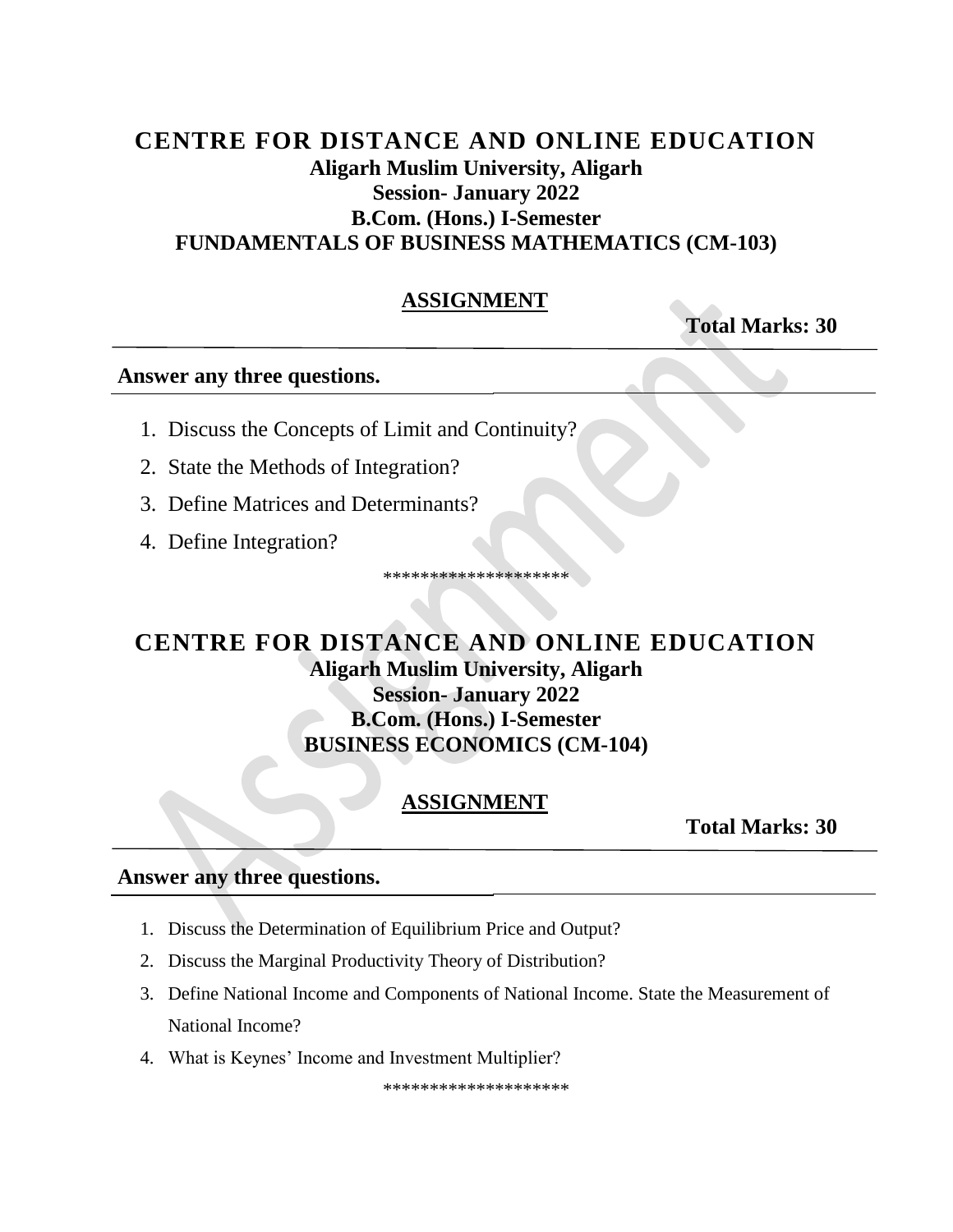# CENTRE FOR DISTANCE AND ONLINE EDUCATION

**Aligarh Muslim University, Aligarh**

**Session- January 2022**

**B.Com. (Hons.) I-Semester**

**FUNDAMENTALS OF BUSINESS MATHEMATICS (CM-103)**

## ASSIGNMENT

**Total Marks: 30**

**Answer any three questions.**

1. Discuss the Concepts of Limit and Continuity?
2. State the Methods of Integration?
3. Define Matrices and Determinants?
4. Define Integration?

********************

# CENTRE FOR DISTANCE AND ONLINE EDUCATION

**Aligarh Muslim University, Aligarh**

**Session- January 2022**

**B.Com. (Hons.) I-Semester**

**BUSINESS ECONOMICS (CM-104)**

## ASSIGNMENT

**Total Marks: 30**

**Answer any three questions.**

1. Discuss the Determination of Equilibrium Price and Output?
2. Discuss the Marginal Productivity Theory of Distribution?
3. Define National Income and Components of National Income. State the Measurement of National Income?
4. What is Keynes' Income and Investment Multiplier?

********************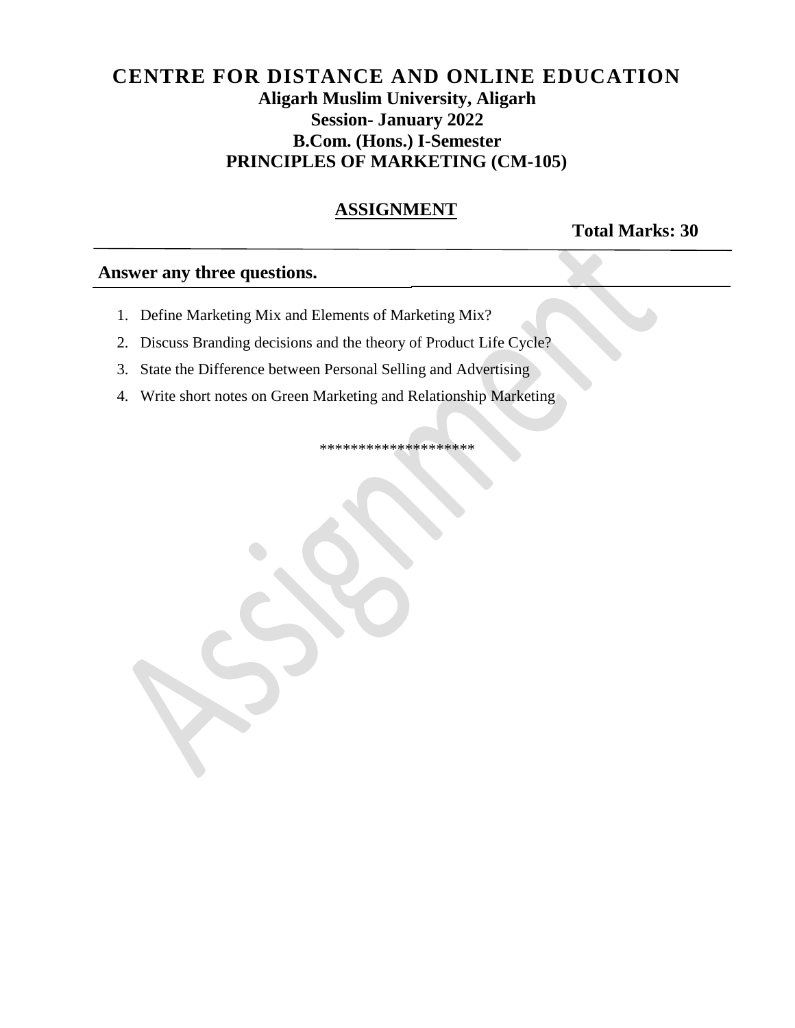# CENTRE FOR DISTANCE AND ONLINE EDUCATION

## Aligarh Muslim University, Aligarh

## Session- January 2022

## B.Com. (Hons.) I-Semester

## PRINCIPLES OF MARKETING (CM-105)

### ASSIGNMENT

**Total Marks: 30**

---

**Answer any three questions.**

1. Define Marketing Mix and Elements of Marketing Mix?
2. Discuss Branding decisions and the theory of Product Life Cycle?
3. State the Difference between Personal Selling and Advertising
4. Write short notes on Green Marketing and Relationship Marketing

*******************